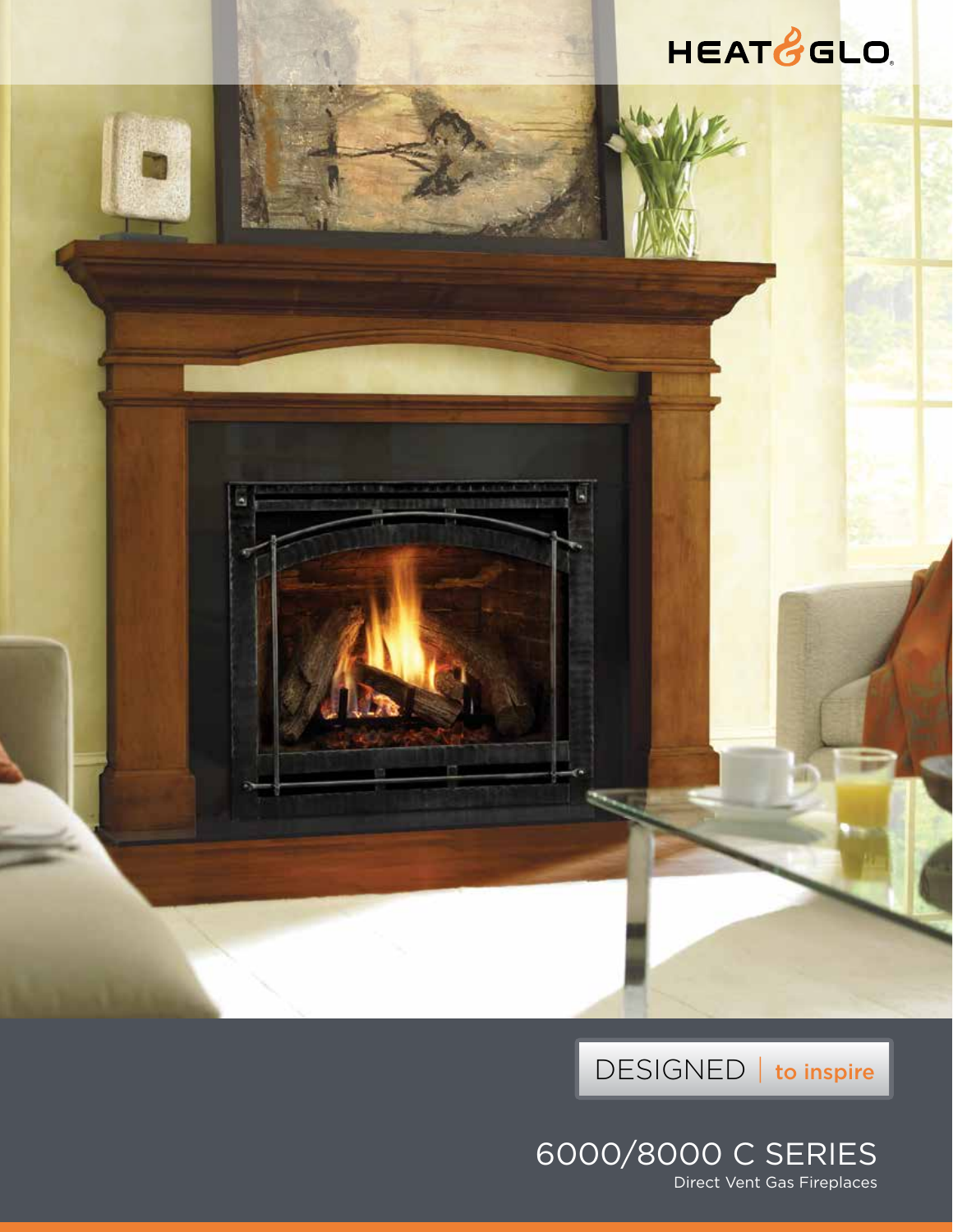HEAT & GLO

DESIGNED | to inspire

# 6000/8000 C SERIES

Direct Vent Gas Fireplaces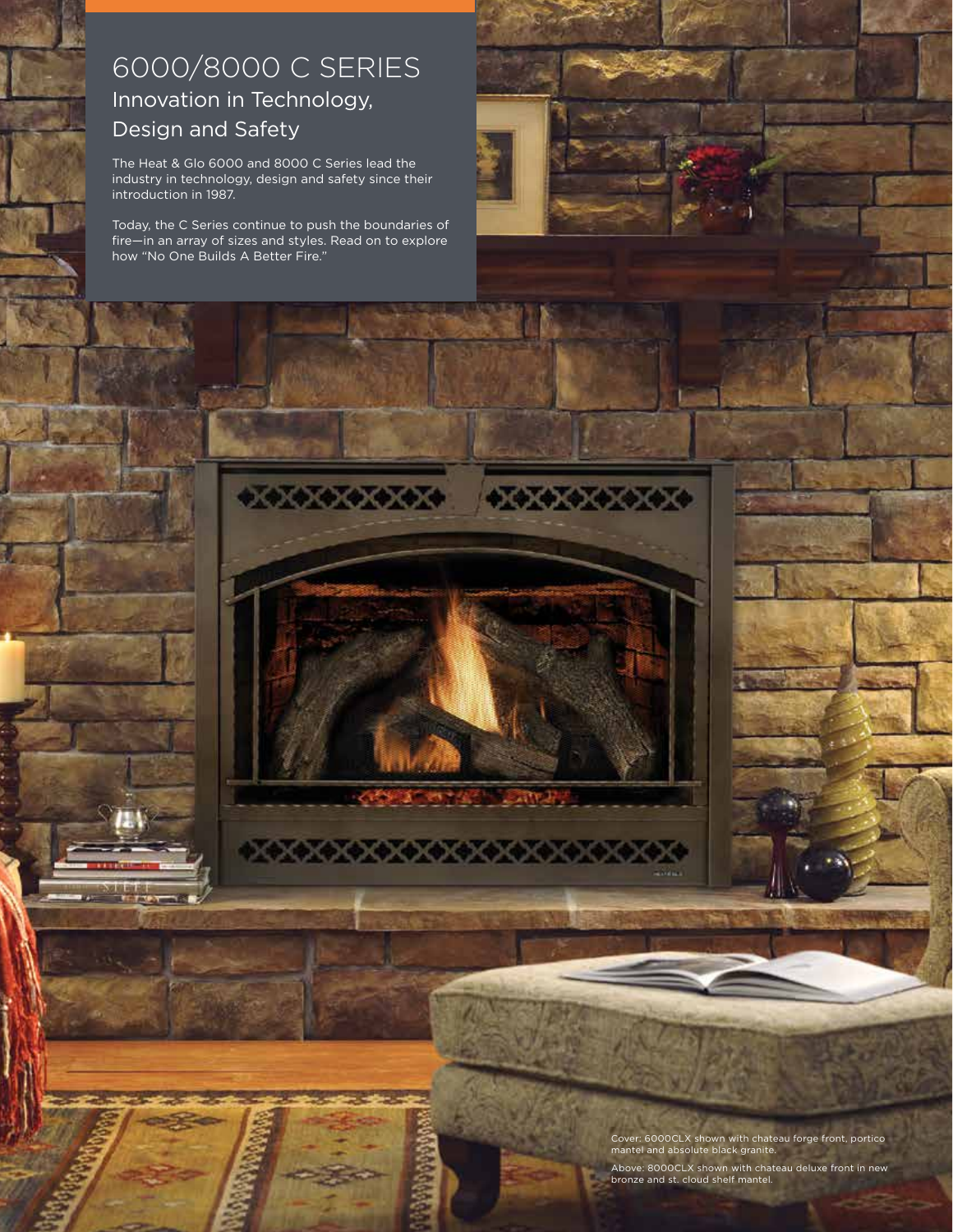# 6000/8000 C SERIES

## Innovation in Technology, Design and Safety

The Heat & Glo 6000 and 8000 C Series lead the industry in technology, design and safety since their introduction in 1987.

Today, the C Series continue to push the boundaries of fire—in an array of sizes and styles. Read on to explore how "No One Builds A Better Fire."

Cover: 6000CLX shown with chateau forge front, portico mantel and absolute black granite.

Above: 8000CLX shown with chateau deluxe front in new bronze and st. cloud shelf mantel.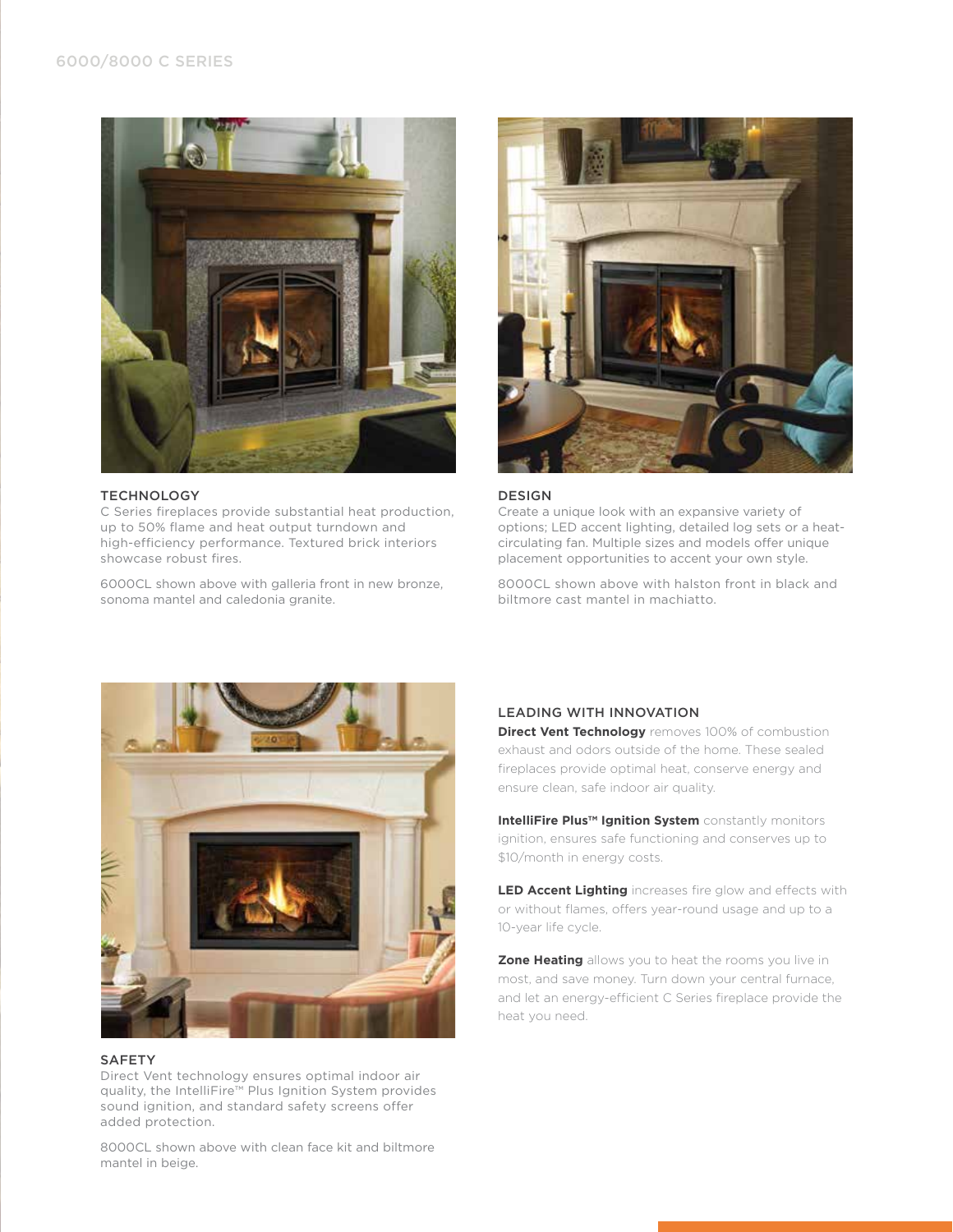# 6000/8000 C SERIES

## TECHNOLOGY

C Series fireplaces provide substantial heat production, up to 50% flame and heat output turndown and high-efficiency performance. Textured brick interiors showcase robust fires.

6000CL shown above with galleria front in new bronze, sonoma mantel and caledonia granite.

## DESIGN

Create a unique look with an expansive variety of options; LED accent lighting, detailed log sets or a heat-circulating fan. Multiple sizes and models offer unique placement opportunities to accent your own style.

8000CL shown above with halston front in black and biltmore cast mantel in machiatto.

## SAFETY

Direct Vent technology ensures optimal indoor air quality, the IntelliFire™ Plus Ignition System provides sound ignition, and standard safety screens offer added protection.

8000CL shown above with clean face kit and biltmore mantel in beige.

## LEADING WITH INNOVATION

**Direct Vent Technology** removes 100% of combustion exhaust and odors outside of the home. These sealed fireplaces provide optimal heat, conserve energy and ensure clean, safe indoor air quality.

**IntelliFire Plus™ Ignition System** constantly monitors ignition, ensures safe functioning and conserves up to $10/month in energy costs.

**LED Accent Lighting** increases fire glow and effects with or without flames, offers year-round usage and up to a 10-year life cycle.

**Zone Heating** allows you to heat the rooms you live in most, and save money. Turn down your central furnace, and let an energy-efficient C Series fireplace provide the heat you need.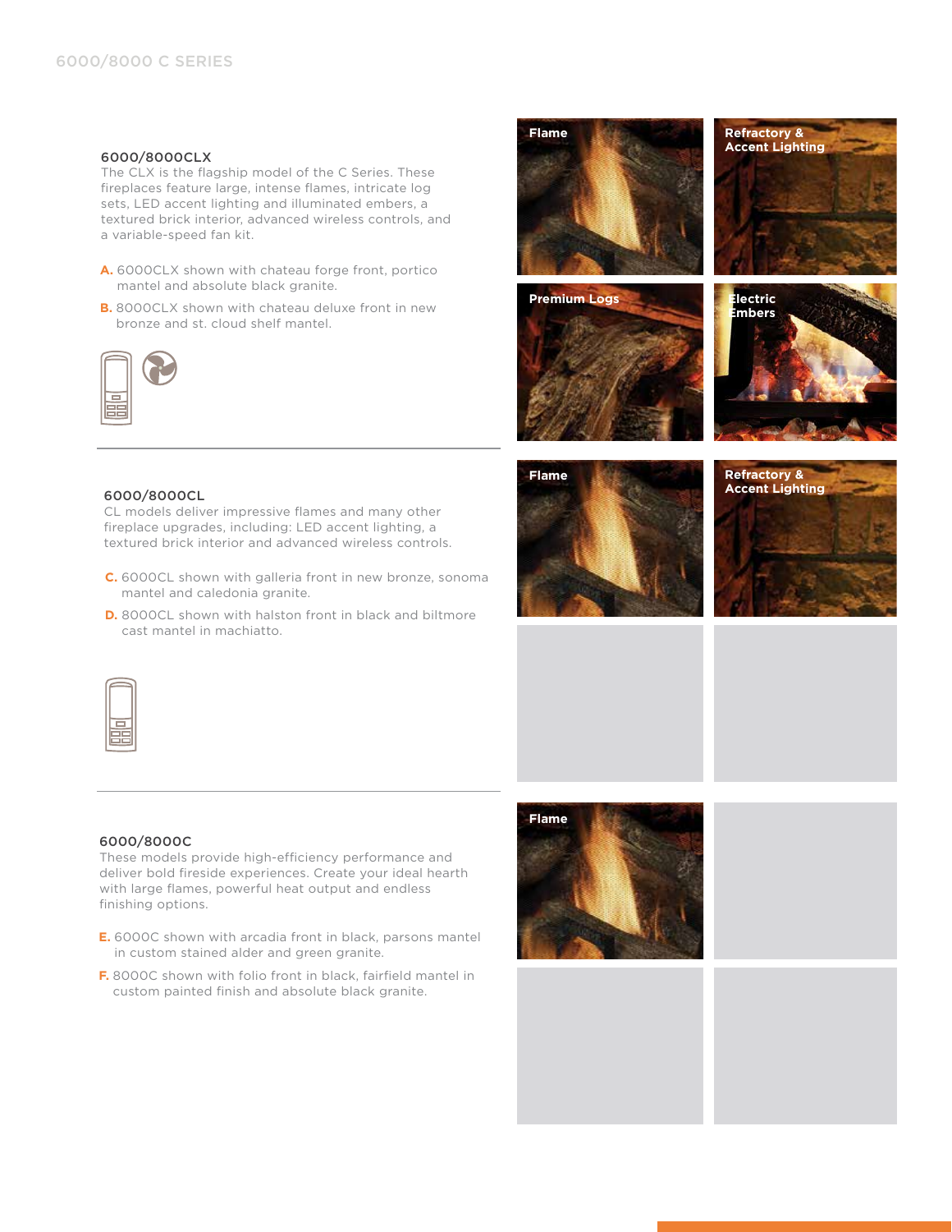## 6000/8000CLX

The CLX is the flagship model of the C Series. These fireplaces feature large, intense flames, intricate log sets, LED accent lighting and illuminated embers, a textured brick interior, advanced wireless controls, and a variable-speed fan kit.

**A.** 6000CLX shown with chateau forge front, portico mantel and absolute black granite.

**B.** 8000CLX shown with chateau deluxe front in new bronze and st. cloud shelf mantel.

Flame

Refractory & Accent Lighting

Premium Logs

Electric Embers

## 6000/8000CL

CL models deliver impressive flames and many other fireplace upgrades, including: LED accent lighting, a textured brick interior and advanced wireless controls.

**C.** 6000CL shown with galleria front in new bronze, sonoma mantel and caledonia granite.

**D.** 8000CL shown with halston front in black and biltmore cast mantel in machiatto.

Flame

Refractory & Accent Lighting

## 6000/8000C

These models provide high-efficiency performance and deliver bold fireside experiences. Create your ideal hearth with large flames, powerful heat output and endless finishing options.

**E.** 6000C shown with arcadia front in black, parsons mantel in custom stained alder and green granite.

**F.** 8000C shown with folio front in black, fairfield mantel in custom painted finish and absolute black granite.

Flame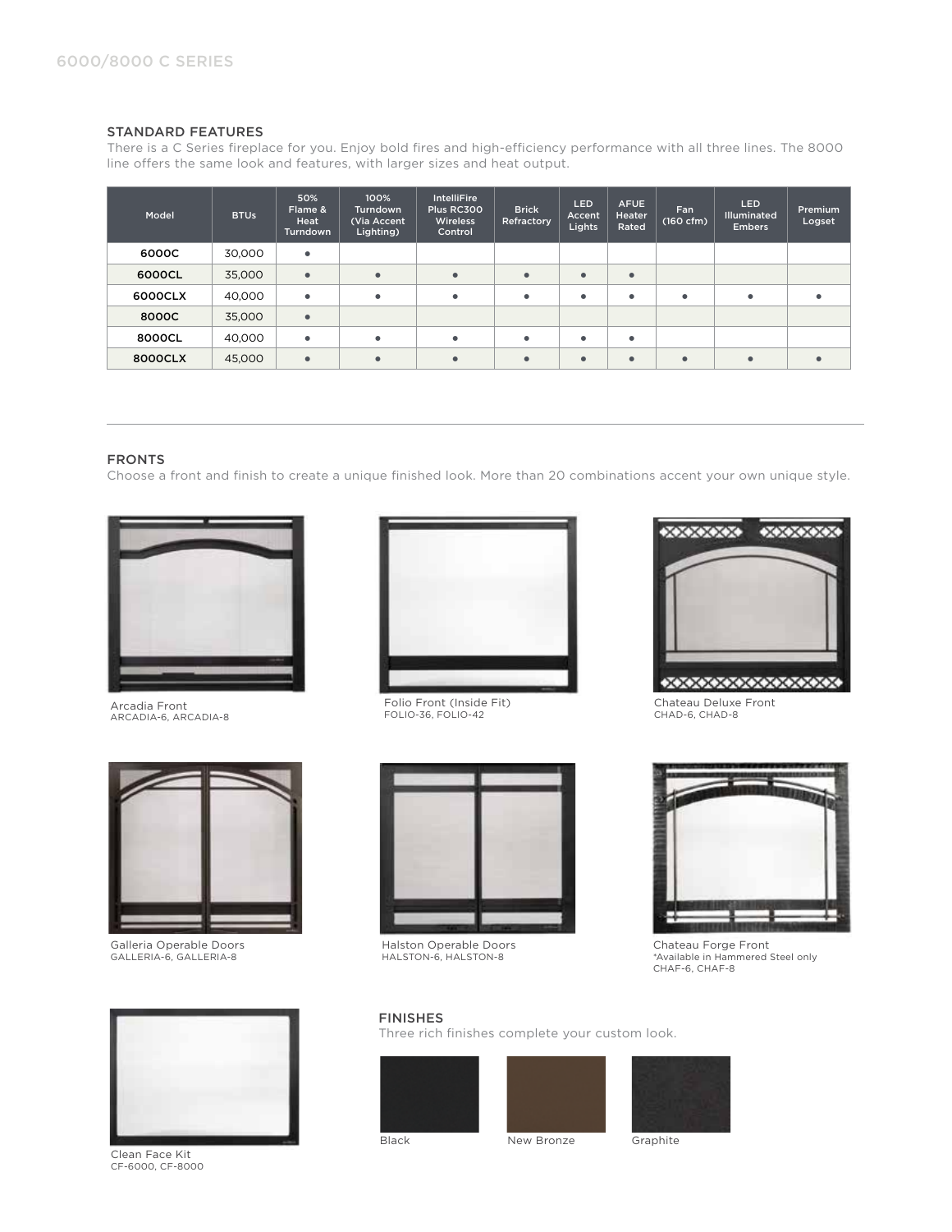## STANDARD FEATURES

There is a C Series fireplace for you. Enjoy bold fires and high-efficiency performance with all three lines. The 8000 line offers the same look and features, with larger sizes and heat output.

| Model | BTUs | 50% Flame & Heat Turndown | 100% Turndown (Via Accent Lighting) | IntelliFire Plus RC300 Wireless Control | Brick Refractory | LED Accent Lights | AFUE Heater Rated | Fan (160 cfm) | LED Illuminated Embers | Premium Logset |
|---|---|---|---|---|---|---|---|---|---|---|
| **6000C** | 30,000 | • | | | | | | | | |
| **6000CL** | 35,000 | • | • | • | • | • | • | | | |
| **6000CLX** | 40,000 | • | • | • | • | • | • | • | • | • |
| **8000C** | 35,000 | • | | | | | | | | |
| **8000CL** | 40,000 | • | • | • | • | • | • | | | |
| **8000CLX** | 45,000 | • | • | • | • | • | • | • | • | • |

## FRONTS

Choose a front and finish to create a unique finished look. More than 20 combinations accent your own unique style.

Arcadia Front
ARCADIA-6, ARCADIA-8

Folio Front (Inside Fit)
FOLIO-36, FOLIO-42

Chateau Deluxe Front
CHAD-6, CHAD-8

Galleria Operable Doors
GALLERIA-6, GALLERIA-8

Halston Operable Doors
HALSTON-6, HALSTON-8

Chateau Forge Front
*Available in Hammered Steel only
CHAF-6, CHAF-8

Clean Face Kit
CF-6000, CF-8000

## FINISHES

Three rich finishes complete your custom look.

Black

New Bronze

Graphite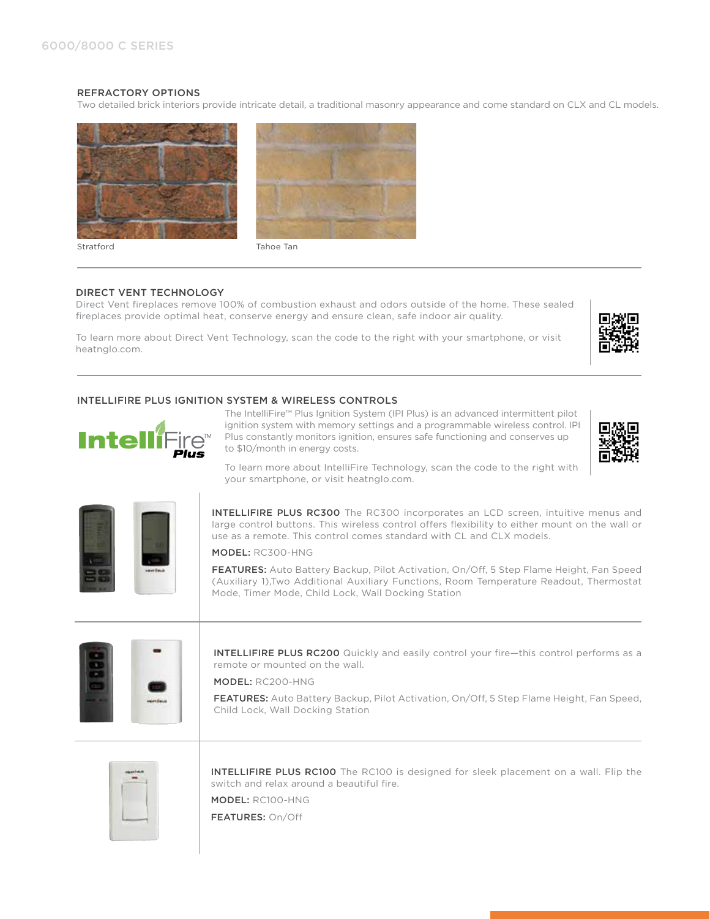## REFRACTORY OPTIONS

Two detailed brick interiors provide intricate detail, a traditional masonry appearance and come standard on CLX and CL models.

Stratford

Tahoe Tan

## DIRECT VENT TECHNOLOGY

Direct Vent fireplaces remove 100% of combustion exhaust and odors outside of the home. These sealed fireplaces provide optimal heat, conserve energy and ensure clean, safe indoor air quality.

To learn more about Direct Vent Technology, scan the code to the right with your smartphone, or visit heatnglo.com.

## INTELLIFIRE PLUS IGNITION SYSTEM & WIRELESS CONTROLS

The IntelliFire™ Plus Ignition System (IPI Plus) is an advanced intermittent pilot ignition system with memory settings and a programmable wireless control. IPI Plus constantly monitors ignition, ensures safe functioning and conserves up to $10/month in energy costs.

To learn more about IntelliFire Technology, scan the code to the right with your smartphone, or visit heatnglo.com.

**INTELLIFIRE PLUS RC300** The RC300 incorporates an LCD screen, intuitive menus and large control buttons. This wireless control offers flexibility to either mount on the wall or use as a remote. This control comes standard with CL and CLX models.

**MODEL:** RC300-HNG

**FEATURES:** Auto Battery Backup, Pilot Activation, On/Off, 5 Step Flame Height, Fan Speed (Auxiliary 1),Two Additional Auxiliary Functions, Room Temperature Readout, Thermostat Mode, Timer Mode, Child Lock, Wall Docking Station

**INTELLIFIRE PLUS RC200** Quickly and easily control your fire—this control performs as a remote or mounted on the wall.

**MODEL:** RC200-HNG

**FEATURES:** Auto Battery Backup, Pilot Activation, On/Off, 5 Step Flame Height, Fan Speed, Child Lock, Wall Docking Station

**INTELLIFIRE PLUS RC100** The RC100 is designed for sleek placement on a wall. Flip the switch and relax around a beautiful fire.

**MODEL:** RC100-HNG

**FEATURES:** On/Off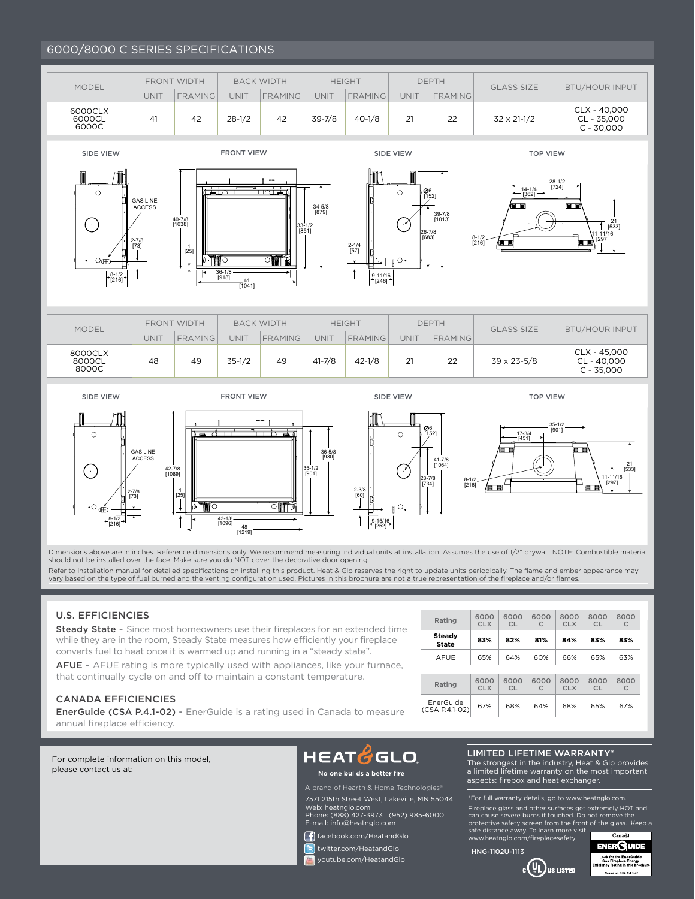## 6000/8000 C SERIES SPECIFICATIONS

| MODEL | FRONT WIDTH | | BACK WIDTH | | HEIGHT | | DEPTH | | GLASS SIZE | BTU/HOUR INPUT |
|---|---|---|---|---|---|---|---|---|---|---|
| | UNIT | FRAMING | UNIT | FRAMING | UNIT | FRAMING | UNIT | FRAMING | | |
| 6000CLX 6000CL 6000C | 41 | 42 | 28-1/2 | 42 | 39-7/8 | 40-1/8 | 21 | 22 | 32 x 21-1/2 | CLX - 40,000 CL - 35,000 C - 30,000 |

SIDE VIEW
GAS LINE ACCESS
2-7/8 [73]
8-1/2 [216]

FRONT VIEW
40-7/8 [1038]
1 [25]
34-5/8 [879]
33-1/2 [851]
36-1/8 [918]
41 [1041]

SIDE VIEW
Ø6 [152]
39-7/8 [1013]
26-7/8 [683]
2-1/4 [57]
9-11/16 [246]

TOP VIEW
28-1/2 [724]
14-1/4 [362]
21 [533]
11-11/16 [297]
8-1/2 [216]

| MODEL | FRONT WIDTH | | BACK WIDTH | | HEIGHT | | DEPTH | | GLASS SIZE | BTU/HOUR INPUT |
|---|---|---|---|---|---|---|---|---|---|---|
| | UNIT | FRAMING | UNIT | FRAMING | UNIT | FRAMING | UNIT | FRAMING | | |
| 8000CLX 8000CL 8000C | 48 | 49 | 35-1/2 | 49 | 41-7/8 | 42-1/8 | 21 | 22 | 39 x 23-5/8 | CLX - 45,000 CL - 40,000 C - 35,000 |

SIDE VIEW
GAS LINE ACCESS
2-7/8 [73]
8-1/2 [216]

FRONT VIEW
42-7/8 [1089]
1 [25]
36-5/8 [930]
35-1/2 [901]
43-1/8 [1096]
48 [1219]

SIDE VIEW
Ø6 [152]
41-7/8 [1064]
28-7/8 [734]
2-3/8 [60]
9-15/16 [252]

TOP VIEW
35-1/2 [901]
17-3/4 [451]
21 [533]
11-11/16 [297]
8-1/2 [216]

Dimensions above are in inches. Reference dimensions only. We recommend measuring individual units at installation. Assumes the use of 1/2" drywall. NOTE: Combustible material should not be installed over the face. Make sure you do NOT cover the decorative door opening.

Refer to installation manual for detailed specifications on installing this product. Heat & Glo reserves the right to update units periodically. The flame and ember appearance may vary based on the type of fuel burned and the venting configuration used. Pictures in this brochure are not a true representation of the fireplace and/or flames.

### U.S. EFFICIENCIES

**Steady State -** Since most homeowners use their fireplaces for an extended time while they are in the room, Steady State measures how efficiently your fireplace converts fuel to heat once it is warmed up and running in a "steady state".

**AFUE -** AFUE rating is more typically used with appliances, like your furnace, that continually cycle on and off to maintain a constant temperature.

| Rating | 6000 CLX | 6000 CL | 6000 C | 8000 CLX | 8000 CL | 8000 C |
|---|---|---|---|---|---|---|
| **Steady State** | **83%** | **82%** | **81%** | **84%** | **83%** | **83%** |
| AFUE | 65% | 64% | 60% | 66% | 65% | 63% |

### CANADA EFFICIENCIES

**EnerGuide (CSA P.4.1-02) -** EnerGuide is a rating used in Canada to measure annual fireplace efficiency.

| Rating | 6000 CLX | 6000 CL | 6000 C | 8000 CLX | 8000 CL | 8000 C |
|---|---|---|---|---|---|---|
| EnerGuide (CSA P.4.1-02) | 67% | 68% | 64% | 68% | 65% | 67% |

For complete information on this model, please contact us at:

HEAT&GLO
No one builds a better fire

A brand of Hearth & Home Technologies®
7571 215th Street West, Lakeville, MN 55044
Web: heatnglo.com
Phone: (888) 427-3973 (952) 985-6000
E-mail: info@heatnglo.com

facebook.com/HeatandGlo
twitter.com/HeatandGlo
youtube.com/HeatandGlo

### LIMITED LIFETIME WARRANTY*

The strongest in the industry, Heat & Glo provides a limited lifetime warranty on the most important aspects: firebox and heat exchanger.

*For full warranty details, go to www.heatnglo.com.

Fireplace glass and other surfaces get extremely HOT and can cause severe burns if touched. Do not remove the protective safety screen from the front of the glass. Keep a safe distance away. To learn more visit www.heatnglo.com/fireplacesafety

HNG-1102U-1113

Canada ENERGUIDE Look for the EnerGuide Gas Fireplace Energy Efficiency Rating in this brochure. Based on CSA P.4.1-02

c UL US LISTED